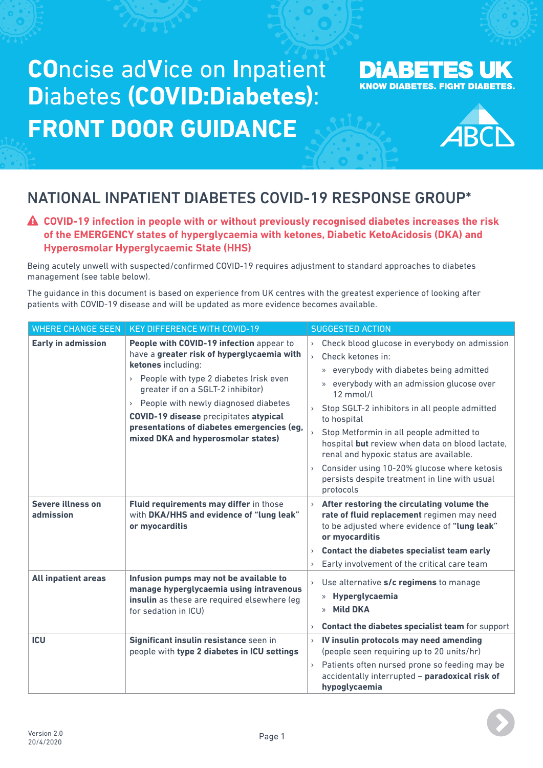# COncise adVice on Inpatient Diabetes (COVID:Diabetes): FRONT DOOR GUIDANCE

DIABETES UK
KNOW DIABETES. FIGHT DIABETES.

ABCD

## NATIONAL INPATIENT DIABETES COVID-19 RESPONSE GROUP*

⚠ **COVID-19 infection in people with or without previously recognised diabetes increases the risk of the EMERGENCY states of hyperglycaemia with ketones, Diabetic KetoAcidosis (DKA) and Hyperosmolar Hyperglycaemic State (HHS)**

Being acutely unwell with suspected/confirmed COVID-19 requires adjustment to standard approaches to diabetes management (see table below).

The guidance in this document is based on experience from UK centres with the greatest experience of looking after patients with COVID-19 disease and will be updated as more evidence becomes available.

| WHERE CHANGE SEEN | KEY DIFFERENCE WITH COVID-19 | SUGGESTED ACTION |
| --- | --- | --- |
| **Early in admission** | **People with COVID-19 infection** appear to have a **greater risk of hyperglycaemia with ketones** including:<br>› People with type 2 diabetes (risk even greater if on a SGLT-2 inhibitor)<br>› People with newly diagnosed diabetes<br>**COVID-19 disease** precipitates **atypical presentations of diabetes emergencies (eg, mixed DKA and hyperosmolar states)** | › Check blood glucose in everybody on admission<br>› Check ketones in:<br>» everybody with diabetes being admitted<br>» everybody with an admission glucose over 12 mmol/l<br>› Stop SGLT-2 inhibitors in all people admitted to hospital<br>› Stop Metformin in all people admitted to hospital **but** review when data on blood lactate, renal and hypoxic status are available.<br>› Consider using 10-20% glucose where ketosis persists despite treatment in line with usual protocols |
| **Severe illness on admission** | **Fluid requirements may differ** in those with **DKA/HHS and evidence of "lung leak" or myocarditis** | › **After restoring the circulating volume the rate of fluid replacement** regimen may need to be adjusted where evidence of **"lung leak" or myocarditis**<br>› **Contact the diabetes specialist team early**<br>› Early involvement of the critical care team |
| **All inpatient areas** | **Infusion pumps may not be available to manage hyperglycaemia using intravenous insulin** as these are required elsewhere (eg for sedation in ICU) | › Use alternative **s/c regimens** to manage<br>» **Hyperglycaemia**<br>» **Mild DKA**<br>› **Contact the diabetes specialist team** for support |
| **ICU** | **Significant insulin resistance** seen in people with **type 2 diabetes in ICU settings** | › **IV insulin protocols may need amending** (people seen requiring up to 20 units/hr)<br>› Patients often nursed prone so feeding may be accidentally interrupted – **paradoxical risk of hypoglycaemia** |

Version 2.0
20/4/2020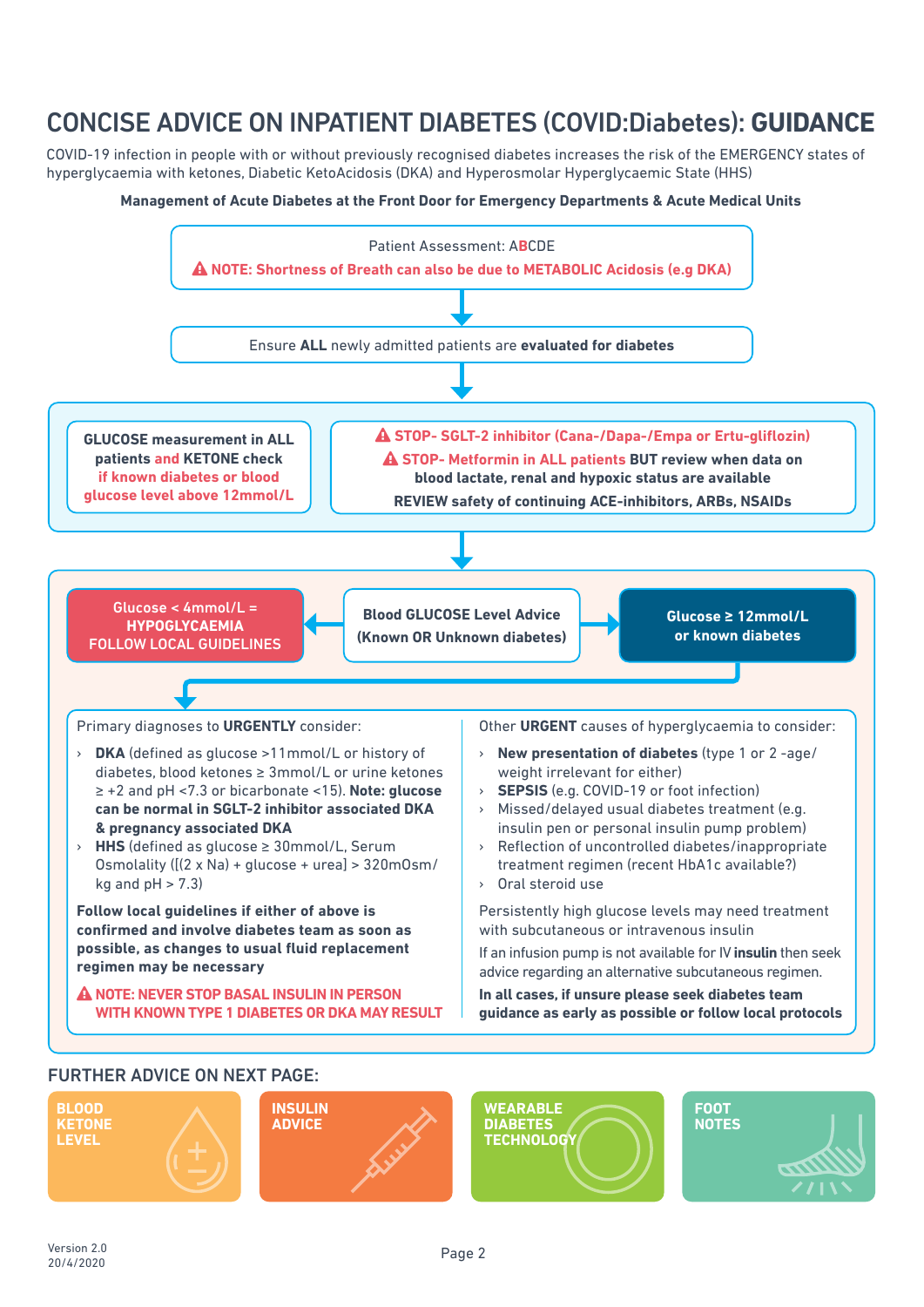# CONCISE ADVICE ON INPATIENT DIABETES (COVID:Diabetes): **GUIDANCE**

COVID-19 infection in people with or without previously recognised diabetes increases the risk of the EMERGENCY states of hyperglycaemia with ketones, Diabetic KetoAcidosis (DKA) and Hyperosmolar Hyperglycaemic State (HHS)

**Management of Acute Diabetes at the Front Door for Emergency Departments & Acute Medical Units**

Patient Assessment: ABCDE

⚠ **NOTE: Shortness of Breath can also be due to METABOLIC Acidosis (e.g DKA)**

Ensure **ALL** newly admitted patients are **evaluated for diabetes**

**GLUCOSE measurement in ALL patients and KETONE check if known diabetes or blood glucose level above 12mmol/L**

⚠ **STOP- SGLT-2 inhibitor (Cana-/Dapa-/Empa or Ertu-gliflozin)**

⚠ **STOP- Metformin in ALL patients BUT review when data on blood lactate, renal and hypoxic status are available**

**REVIEW safety of continuing ACE-inhibitors, ARBs, NSAIDs**

**Blood GLUCOSE Level Advice (Known OR Unknown diabetes)**

- Glucose < 4mmol/L = **HYPOGLYCAEMIA** FOLLOW LOCAL GUIDELINES
- **Glucose ≥ 12mmol/L or known diabetes**

Primary diagnoses to **URGENTLY** consider:

- **DKA** (defined as glucose >11mmol/L or history of diabetes, blood ketones ≥ 3mmol/L or urine ketones ≥ +2 and pH <7.3 or bicarbonate <15). **Note: glucose can be normal in SGLT-2 inhibitor associated DKA & pregnancy associated DKA**
- **HHS** (defined as glucose ≥ 30mmol/L, Serum Osmolality ([(2 x Na) + glucose + urea] > 320mOsm/kg and pH > 7.3)

**Follow local guidelines if either of above is confirmed and involve diabetes team as soon as possible, as changes to usual fluid replacement regimen may be necessary**

⚠ **NOTE: NEVER STOP BASAL INSULIN IN PERSON WITH KNOWN TYPE 1 DIABETES OR DKA MAY RESULT**

Other **URGENT** causes of hyperglycaemia to consider:

- **New presentation of diabetes** (type 1 or 2 -age/weight irrelevant for either)
- **SEPSIS** (e.g. COVID-19 or foot infection)
- Missed/delayed usual diabetes treatment (e.g. insulin pen or personal insulin pump problem)
- Reflection of uncontrolled diabetes/inappropriate treatment regimen (recent HbA1c available?)
- Oral steroid use

Persistently high glucose levels may need treatment with subcutaneous or intravenous insulin

If an infusion pump is not available for IV **insulin** then seek advice regarding an alternative subcutaneous regimen.

**In all cases, if unsure please seek diabetes team guidance as early as possible or follow local protocols**

## FURTHER ADVICE ON NEXT PAGE:

**BLOOD KETONE LEVEL** | **INSULIN ADVICE** | **WEARABLE DIABETES TECHNOLOGY** | **FOOT NOTES**

Version 2.0
20/4/2020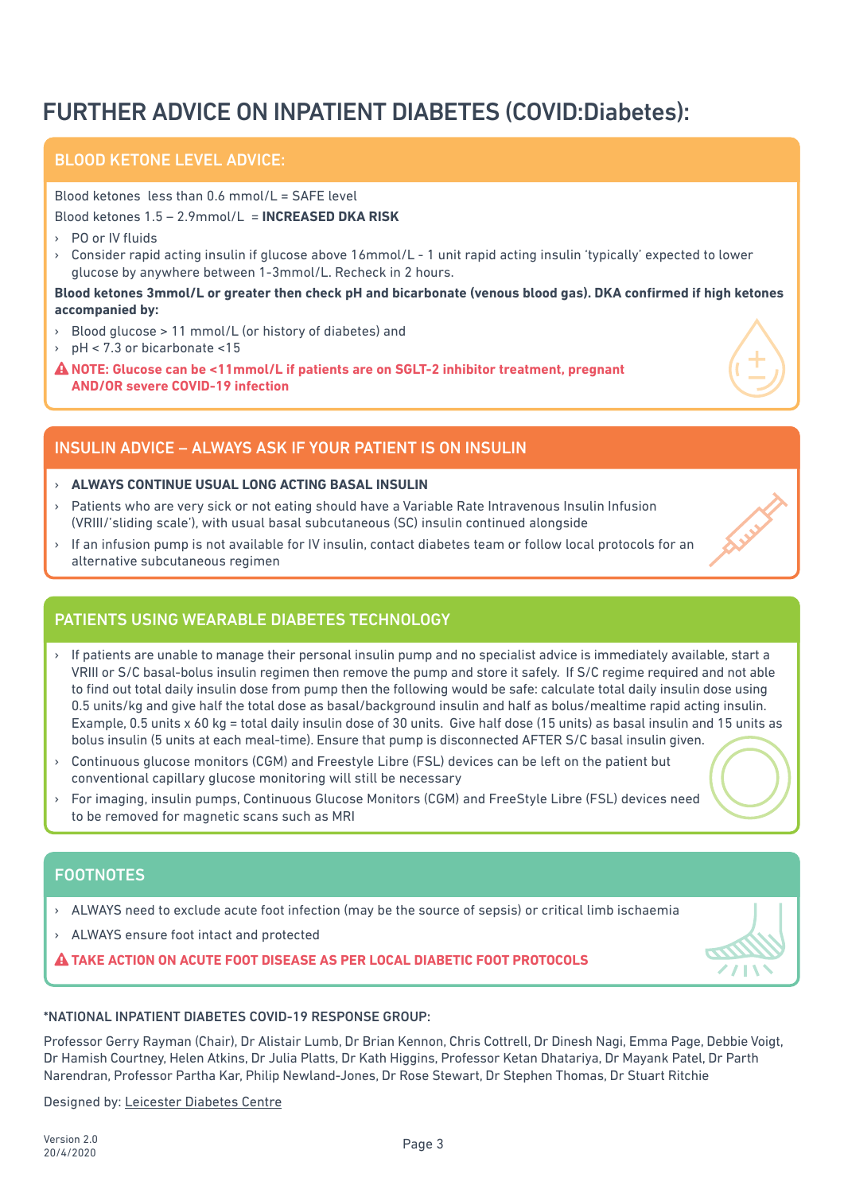# FURTHER ADVICE ON INPATIENT DIABETES (COVID:Diabetes):

## BLOOD KETONE LEVEL ADVICE:

Blood ketones less than 0.6 mmol/L = SAFE level

Blood ketones 1.5 – 2.9mmol/L = **INCREASED DKA RISK**

- PO or IV fluids
- Consider rapid acting insulin if glucose above 16mmol/L - 1 unit rapid acting insulin 'typically' expected to lower glucose by anywhere between 1-3mmol/L. Recheck in 2 hours.

**Blood ketones 3mmol/L or greater then check pH and bicarbonate (venous blood gas). DKA confirmed if high ketones accompanied by:**

- Blood glucose > 11 mmol/L (or history of diabetes) and
- pH < 7.3 or bicarbonate <15

⚠ **NOTE: Glucose can be <11mmol/L if patients are on SGLT-2 inhibitor treatment, pregnant AND/OR severe COVID-19 infection**

## INSULIN ADVICE – ALWAYS ASK IF YOUR PATIENT IS ON INSULIN

- **ALWAYS CONTINUE USUAL LONG ACTING BASAL INSULIN**
- Patients who are very sick or not eating should have a Variable Rate Intravenous Insulin Infusion (VRIII/'sliding scale'), with usual basal subcutaneous (SC) insulin continued alongside
- If an infusion pump is not available for IV insulin, contact diabetes team or follow local protocols for an alternative subcutaneous regimen

## PATIENTS USING WEARABLE DIABETES TECHNOLOGY

- If patients are unable to manage their personal insulin pump and no specialist advice is immediately available, start a VRIII or S/C basal-bolus insulin regimen then remove the pump and store it safely. If S/C regime required and not able to find out total daily insulin dose from pump then the following would be safe: calculate total daily insulin dose using 0.5 units/kg and give half the total dose as basal/background insulin and half as bolus/mealtime rapid acting insulin. Example, 0.5 units x 60 kg = total daily insulin dose of 30 units. Give half dose (15 units) as basal insulin and 15 units as bolus insulin (5 units at each meal-time). Ensure that pump is disconnected AFTER S/C basal insulin given.
- Continuous glucose monitors (CGM) and Freestyle Libre (FSL) devices can be left on the patient but conventional capillary glucose monitoring will still be necessary
- For imaging, insulin pumps, Continuous Glucose Monitors (CGM) and FreeStyle Libre (FSL) devices need to be removed for magnetic scans such as MRI

## FOOTNOTES

- ALWAYS need to exclude acute foot infection (may be the source of sepsis) or critical limb ischaemia
- ALWAYS ensure foot intact and protected

⚠ **TAKE ACTION ON ACUTE FOOT DISEASE AS PER LOCAL DIABETIC FOOT PROTOCOLS**

*NATIONAL INPATIENT DIABETES COVID-19 RESPONSE GROUP:

Professor Gerry Rayman (Chair), Dr Alistair Lumb, Dr Brian Kennon, Chris Cottrell, Dr Dinesh Nagi, Emma Page, Debbie Voigt, Dr Hamish Courtney, Helen Atkins, Dr Julia Platts, Dr Kath Higgins, Professor Ketan Dhatariya, Dr Mayank Patel, Dr Parth Narendran, Professor Partha Kar, Philip Newland-Jones, Dr Rose Stewart, Dr Stephen Thomas, Dr Stuart Ritchie

Designed by: Leicester Diabetes Centre

Version 2.0
20/4/2020